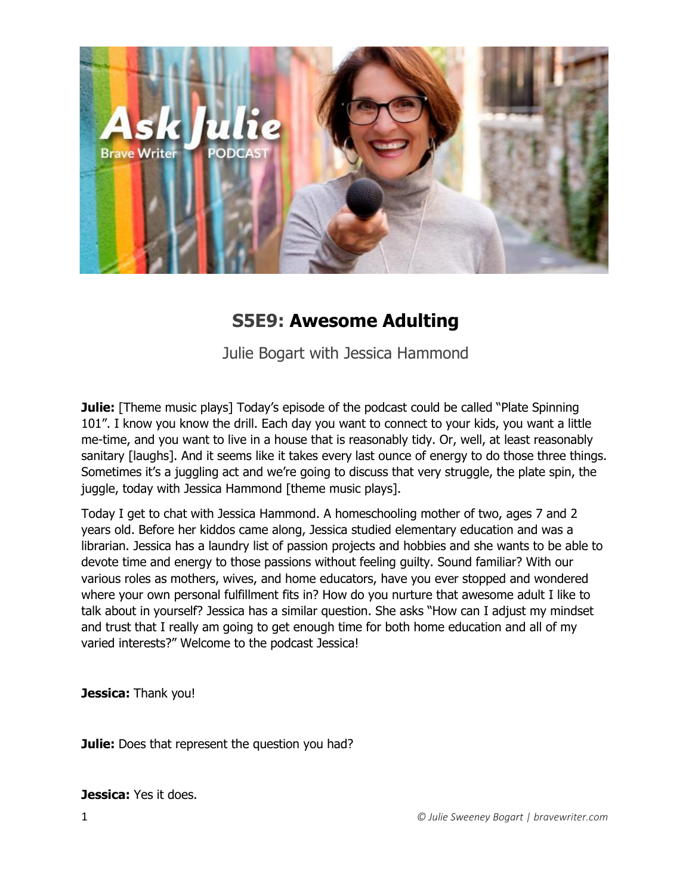# S5E9: Awesome Adulting

Julie Bogart with Jessica Hammond

**Julie:** [Theme music plays] Today's episode of the podcast could be called "Plate Spinning 101". I know you know the drill. Each day you want to connect to your kids, you want a little me-time, and you want to live in a house that is reasonably tidy. Or, well, at least reasonably sanitary [laughs]. And it seems like it takes every last ounce of energy to do those three things. Sometimes it's a juggling act and we're going to discuss that very struggle, the plate spin, the juggle, today with Jessica Hammond [theme music plays].

Today I get to chat with Jessica Hammond. A homeschooling mother of two, ages 7 and 2 years old. Before her kiddos came along, Jessica studied elementary education and was a librarian. Jessica has a laundry list of passion projects and hobbies and she wants to be able to devote time and energy to those passions without feeling guilty. Sound familiar? With our various roles as mothers, wives, and home educators, have you ever stopped and wondered where your own personal fulfillment fits in? How do you nurture that awesome adult I like to talk about in yourself? Jessica has a similar question. She asks "How can I adjust my mindset and trust that I really am going to get enough time for both home education and all of my varied interests?" Welcome to the podcast Jessica!

**Jessica:** Thank you!

**Julie:** Does that represent the question you had?

**Jessica:** Yes it does.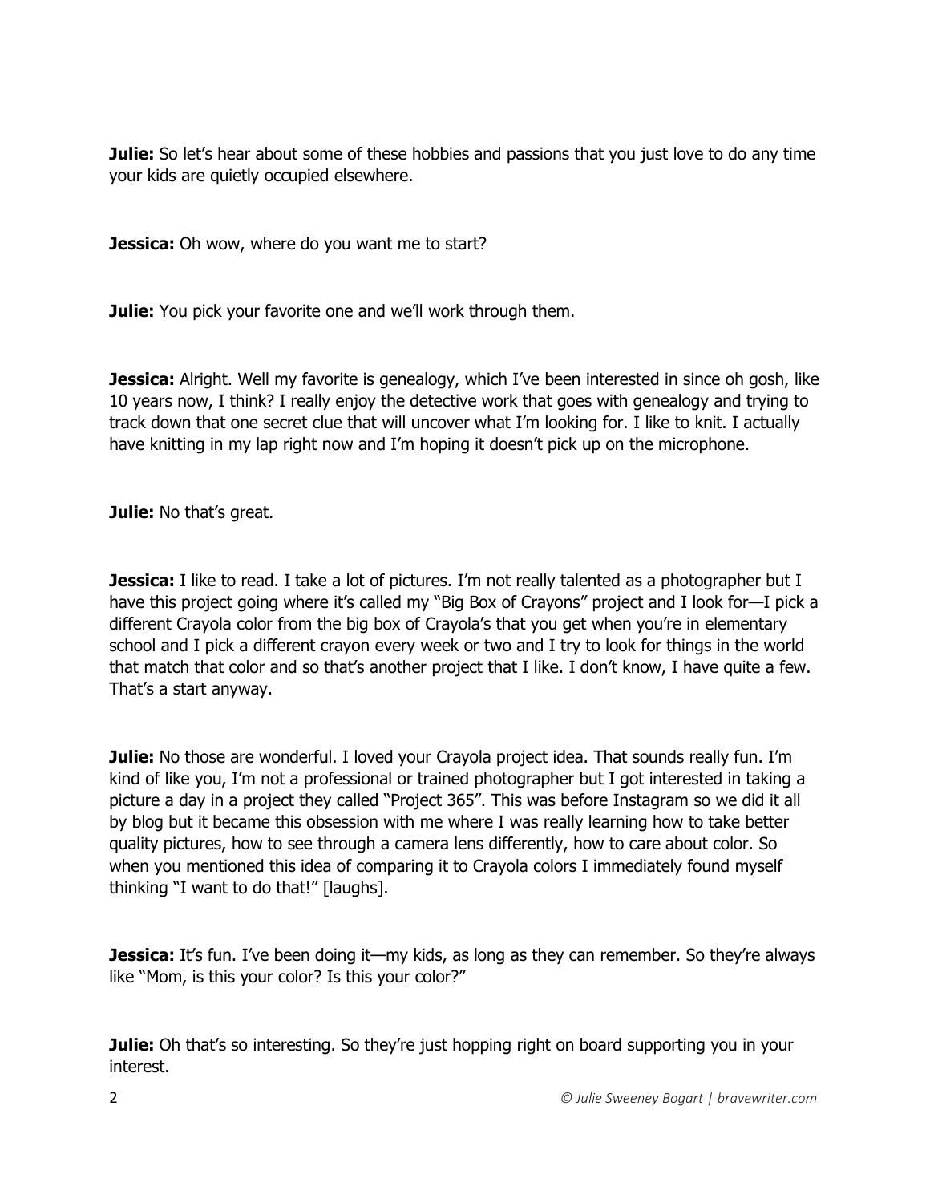**Julie:** So let's hear about some of these hobbies and passions that you just love to do any time your kids are quietly occupied elsewhere.

**Jessica:** Oh wow, where do you want me to start?

**Julie:** You pick your favorite one and we'll work through them.

**Jessica:** Alright. Well my favorite is genealogy, which I've been interested in since oh gosh, like 10 years now, I think? I really enjoy the detective work that goes with genealogy and trying to track down that one secret clue that will uncover what I'm looking for. I like to knit. I actually have knitting in my lap right now and I'm hoping it doesn't pick up on the microphone.

**Julie:** No that's great.

**Jessica:** I like to read. I take a lot of pictures. I'm not really talented as a photographer but I have this project going where it's called my "Big Box of Crayons" project and I look for—I pick a different Crayola color from the big box of Crayola's that you get when you're in elementary school and I pick a different crayon every week or two and I try to look for things in the world that match that color and so that's another project that I like. I don't know, I have quite a few. That's a start anyway.

**Julie:** No those are wonderful. I loved your Crayola project idea. That sounds really fun. I'm kind of like you, I'm not a professional or trained photographer but I got interested in taking a picture a day in a project they called "Project 365". This was before Instagram so we did it all by blog but it became this obsession with me where I was really learning how to take better quality pictures, how to see through a camera lens differently, how to care about color. So when you mentioned this idea of comparing it to Crayola colors I immediately found myself thinking "I want to do that!" [laughs].

**Jessica:** It's fun. I've been doing it—my kids, as long as they can remember. So they're always like "Mom, is this your color? Is this your color?"

**Julie:** Oh that's so interesting. So they're just hopping right on board supporting you in your interest.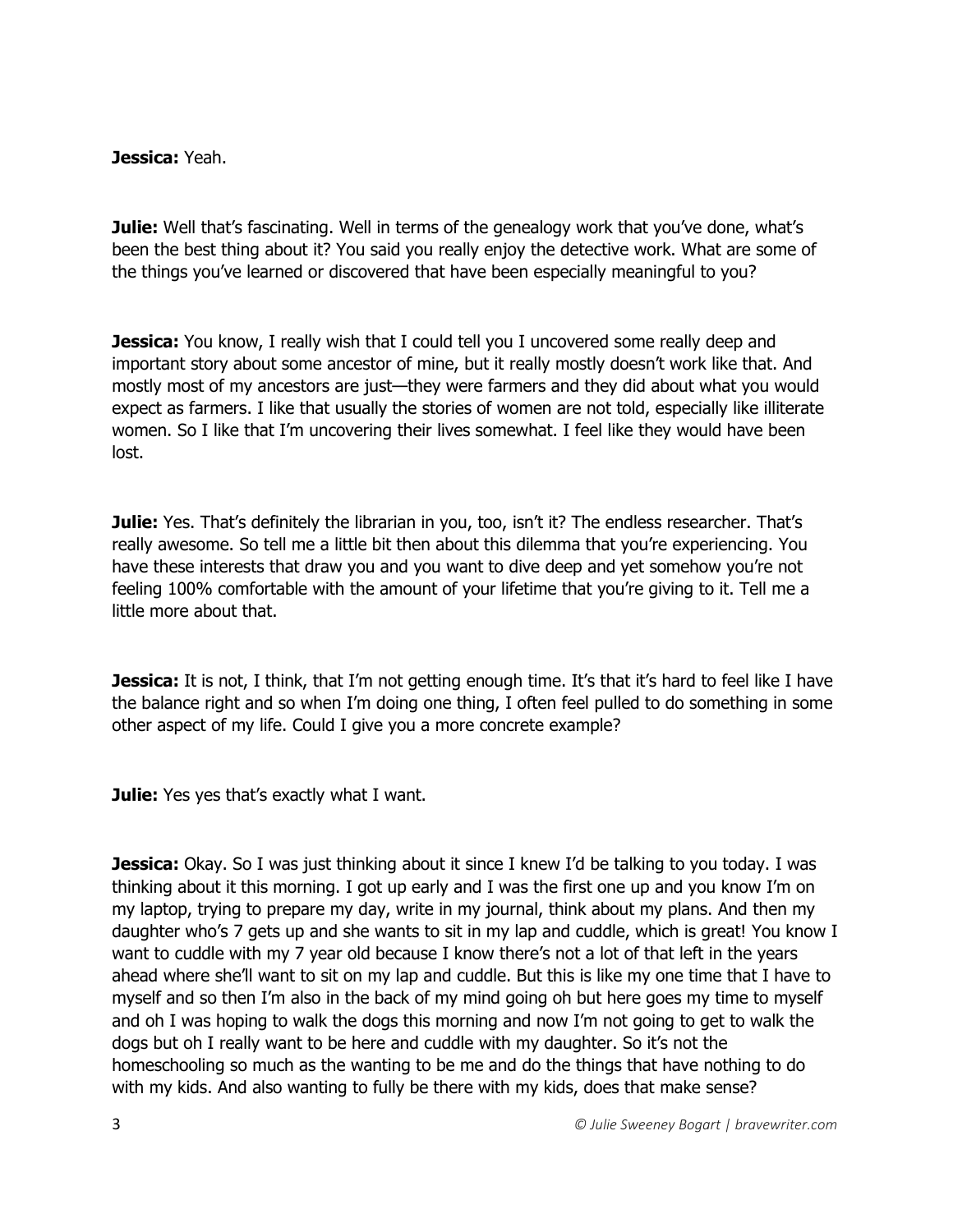**Jessica:** Yeah.

**Julie:** Well that's fascinating. Well in terms of the genealogy work that you've done, what's been the best thing about it? You said you really enjoy the detective work. What are some of the things you've learned or discovered that have been especially meaningful to you?

**Jessica:** You know, I really wish that I could tell you I uncovered some really deep and important story about some ancestor of mine, but it really mostly doesn't work like that. And mostly most of my ancestors are just—they were farmers and they did about what you would expect as farmers. I like that usually the stories of women are not told, especially like illiterate women. So I like that I'm uncovering their lives somewhat. I feel like they would have been lost.

**Julie:** Yes. That's definitely the librarian in you, too, isn't it? The endless researcher. That's really awesome. So tell me a little bit then about this dilemma that you're experiencing. You have these interests that draw you and you want to dive deep and yet somehow you're not feeling 100% comfortable with the amount of your lifetime that you're giving to it. Tell me a little more about that.

**Jessica:** It is not, I think, that I'm not getting enough time. It's that it's hard to feel like I have the balance right and so when I'm doing one thing, I often feel pulled to do something in some other aspect of my life. Could I give you a more concrete example?

**Julie:** Yes yes that's exactly what I want.

**Jessica:** Okay. So I was just thinking about it since I knew I'd be talking to you today. I was thinking about it this morning. I got up early and I was the first one up and you know I'm on my laptop, trying to prepare my day, write in my journal, think about my plans. And then my daughter who's 7 gets up and she wants to sit in my lap and cuddle, which is great! You know I want to cuddle with my 7 year old because I know there's not a lot of that left in the years ahead where she'll want to sit on my lap and cuddle. But this is like my one time that I have to myself and so then I'm also in the back of my mind going oh but here goes my time to myself and oh I was hoping to walk the dogs this morning and now I'm not going to get to walk the dogs but oh I really want to be here and cuddle with my daughter. So it's not the homeschooling so much as the wanting to be me and do the things that have nothing to do with my kids. And also wanting to fully be there with my kids, does that make sense?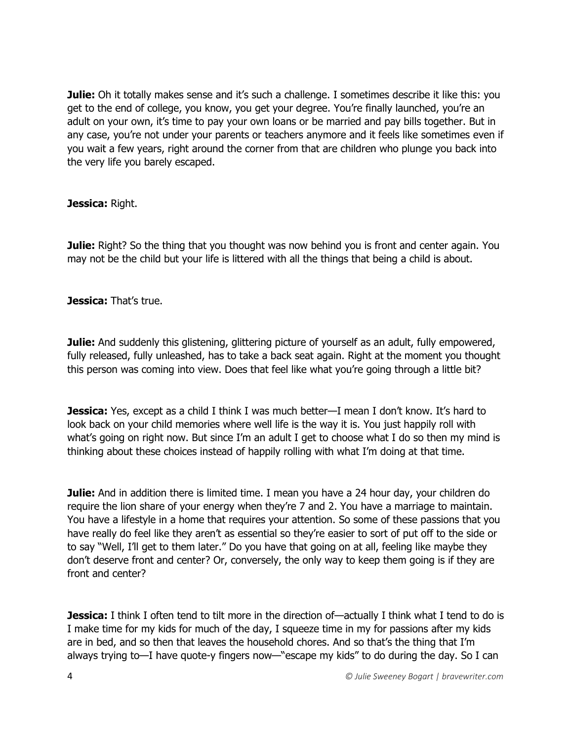**Julie:** Oh it totally makes sense and it's such a challenge. I sometimes describe it like this: you get to the end of college, you know, you get your degree. You're finally launched, you're an adult on your own, it's time to pay your own loans or be married and pay bills together. But in any case, you're not under your parents or teachers anymore and it feels like sometimes even if you wait a few years, right around the corner from that are children who plunge you back into the very life you barely escaped.

**Jessica:** Right.

**Julie:** Right? So the thing that you thought was now behind you is front and center again. You may not be the child but your life is littered with all the things that being a child is about.

**Jessica:** That's true.

**Julie:** And suddenly this glistening, glittering picture of yourself as an adult, fully empowered, fully released, fully unleashed, has to take a back seat again. Right at the moment you thought this person was coming into view. Does that feel like what you're going through a little bit?

**Jessica:** Yes, except as a child I think I was much better—I mean I don't know. It's hard to look back on your child memories where well life is the way it is. You just happily roll with what's going on right now. But since I'm an adult I get to choose what I do so then my mind is thinking about these choices instead of happily rolling with what I'm doing at that time.

**Julie:** And in addition there is limited time. I mean you have a 24 hour day, your children do require the lion share of your energy when they're 7 and 2. You have a marriage to maintain. You have a lifestyle in a home that requires your attention. So some of these passions that you have really do feel like they aren't as essential so they're easier to sort of put off to the side or to say "Well, I'll get to them later." Do you have that going on at all, feeling like maybe they don't deserve front and center? Or, conversely, the only way to keep them going is if they are front and center?

**Jessica:** I think I often tend to tilt more in the direction of—actually I think what I tend to do is I make time for my kids for much of the day, I squeeze time in my for passions after my kids are in bed, and so then that leaves the household chores. And so that's the thing that I'm always trying to—I have quote-y fingers now—"escape my kids" to do during the day. So I can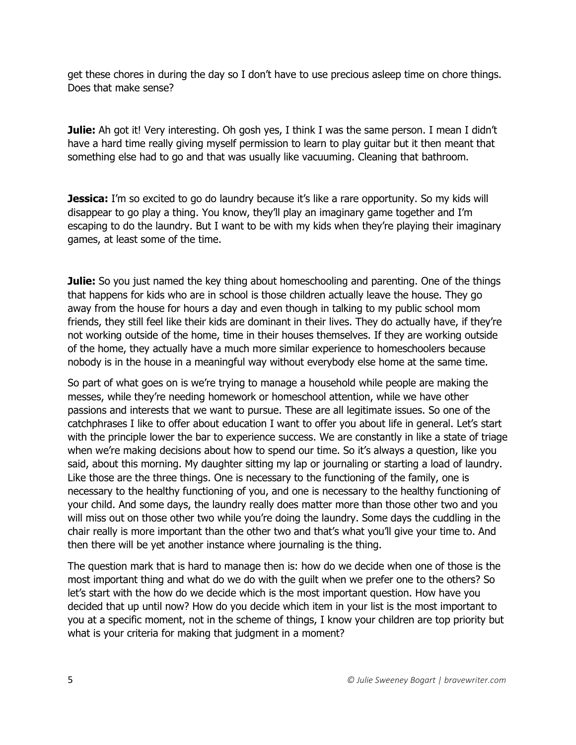get these chores in during the day so I don't have to use precious asleep time on chore things. Does that make sense?

**Julie:** Ah got it! Very interesting. Oh gosh yes, I think I was the same person. I mean I didn't have a hard time really giving myself permission to learn to play guitar but it then meant that something else had to go and that was usually like vacuuming. Cleaning that bathroom.

**Jessica:** I'm so excited to go do laundry because it's like a rare opportunity. So my kids will disappear to go play a thing. You know, they'll play an imaginary game together and I'm escaping to do the laundry. But I want to be with my kids when they're playing their imaginary games, at least some of the time.

**Julie:** So you just named the key thing about homeschooling and parenting. One of the things that happens for kids who are in school is those children actually leave the house. They go away from the house for hours a day and even though in talking to my public school mom friends, they still feel like their kids are dominant in their lives. They do actually have, if they're not working outside of the home, time in their houses themselves. If they are working outside of the home, they actually have a much more similar experience to homeschoolers because nobody is in the house in a meaningful way without everybody else home at the same time.

So part of what goes on is we're trying to manage a household while people are making the messes, while they're needing homework or homeschool attention, while we have other passions and interests that we want to pursue. These are all legitimate issues. So one of the catchphrases I like to offer about education I want to offer you about life in general. Let's start with the principle lower the bar to experience success. We are constantly in like a state of triage when we're making decisions about how to spend our time. So it's always a question, like you said, about this morning. My daughter sitting my lap or journaling or starting a load of laundry. Like those are the three things. One is necessary to the functioning of the family, one is necessary to the healthy functioning of you, and one is necessary to the healthy functioning of your child. And some days, the laundry really does matter more than those other two and you will miss out on those other two while you're doing the laundry. Some days the cuddling in the chair really is more important than the other two and that's what you'll give your time to. And then there will be yet another instance where journaling is the thing.

The question mark that is hard to manage then is: how do we decide when one of those is the most important thing and what do we do with the guilt when we prefer one to the others? So let's start with the how do we decide which is the most important question. How have you decided that up until now? How do you decide which item in your list is the most important to you at a specific moment, not in the scheme of things, I know your children are top priority but what is your criteria for making that judgment in a moment?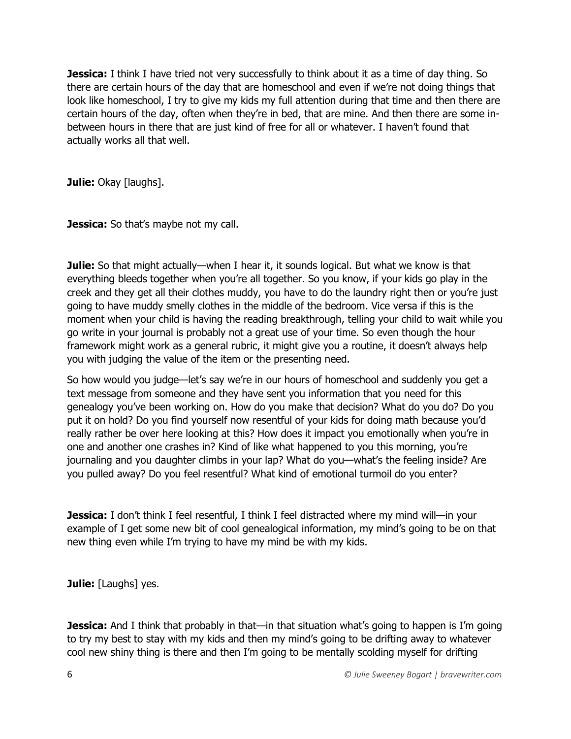**Jessica:** I think I have tried not very successfully to think about it as a time of day thing. So there are certain hours of the day that are homeschool and even if we're not doing things that look like homeschool, I try to give my kids my full attention during that time and then there are certain hours of the day, often when they're in bed, that are mine. And then there are some in-between hours in there that are just kind of free for all or whatever. I haven't found that actually works all that well.

**Julie:** Okay [laughs].

**Jessica:** So that's maybe not my call.

**Julie:** So that might actually—when I hear it, it sounds logical. But what we know is that everything bleeds together when you're all together. So you know, if your kids go play in the creek and they get all their clothes muddy, you have to do the laundry right then or you're just going to have muddy smelly clothes in the middle of the bedroom. Vice versa if this is the moment when your child is having the reading breakthrough, telling your child to wait while you go write in your journal is probably not a great use of your time. So even though the hour framework might work as a general rubric, it might give you a routine, it doesn't always help you with judging the value of the item or the presenting need.

So how would you judge—let's say we're in our hours of homeschool and suddenly you get a text message from someone and they have sent you information that you need for this genealogy you've been working on. How do you make that decision? What do you do? Do you put it on hold? Do you find yourself now resentful of your kids for doing math because you'd really rather be over here looking at this? How does it impact you emotionally when you're in one and another one crashes in? Kind of like what happened to you this morning, you're journaling and you daughter climbs in your lap? What do you—what's the feeling inside? Are you pulled away? Do you feel resentful? What kind of emotional turmoil do you enter?

**Jessica:** I don't think I feel resentful, I think I feel distracted where my mind will—in your example of I get some new bit of cool genealogical information, my mind's going to be on that new thing even while I'm trying to have my mind be with my kids.

**Julie:** [Laughs] yes.

**Jessica:** And I think that probably in that—in that situation what's going to happen is I'm going to try my best to stay with my kids and then my mind's going to be drifting away to whatever cool new shiny thing is there and then I'm going to be mentally scolding myself for drifting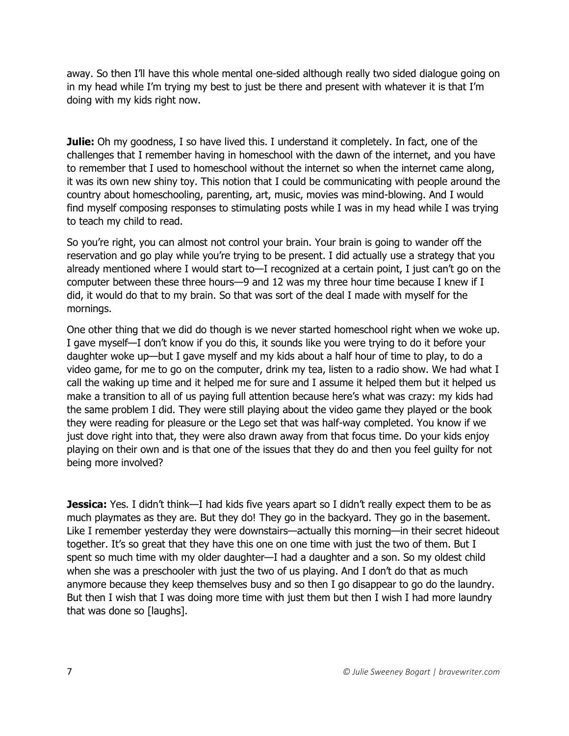away. So then I'll have this whole mental one-sided although really two sided dialogue going on in my head while I'm trying my best to just be there and present with whatever it is that I'm doing with my kids right now.

**Julie:** Oh my goodness, I so have lived this. I understand it completely. In fact, one of the challenges that I remember having in homeschool with the dawn of the internet, and you have to remember that I used to homeschool without the internet so when the internet came along, it was its own new shiny toy. This notion that I could be communicating with people around the country about homeschooling, parenting, art, music, movies was mind-blowing. And I would find myself composing responses to stimulating posts while I was in my head while I was trying to teach my child to read.

So you're right, you can almost not control your brain. Your brain is going to wander off the reservation and go play while you're trying to be present. I did actually use a strategy that you already mentioned where I would start to—I recognized at a certain point, I just can't go on the computer between these three hours—9 and 12 was my three hour time because I knew if I did, it would do that to my brain. So that was sort of the deal I made with myself for the mornings.

One other thing that we did do though is we never started homeschool right when we woke up. I gave myself—I don't know if you do this, it sounds like you were trying to do it before your daughter woke up—but I gave myself and my kids about a half hour of time to play, to do a video game, for me to go on the computer, drink my tea, listen to a radio show. We had what I call the waking up time and it helped me for sure and I assume it helped them but it helped us make a transition to all of us paying full attention because here's what was crazy: my kids had the same problem I did. They were still playing about the video game they played or the book they were reading for pleasure or the Lego set that was half-way completed. You know if we just dove right into that, they were also drawn away from that focus time. Do your kids enjoy playing on their own and is that one of the issues that they do and then you feel guilty for not being more involved?

**Jessica:** Yes. I didn't think—I had kids five years apart so I didn't really expect them to be as much playmates as they are. But they do! They go in the backyard. They go in the basement. Like I remember yesterday they were downstairs—actually this morning—in their secret hideout together. It's so great that they have this one on one time with just the two of them. But I spent so much time with my older daughter—I had a daughter and a son. So my oldest child when she was a preschooler with just the two of us playing. And I don't do that as much anymore because they keep themselves busy and so then I go disappear to go do the laundry. But then I wish that I was doing more time with just them but then I wish I had more laundry that was done so [laughs].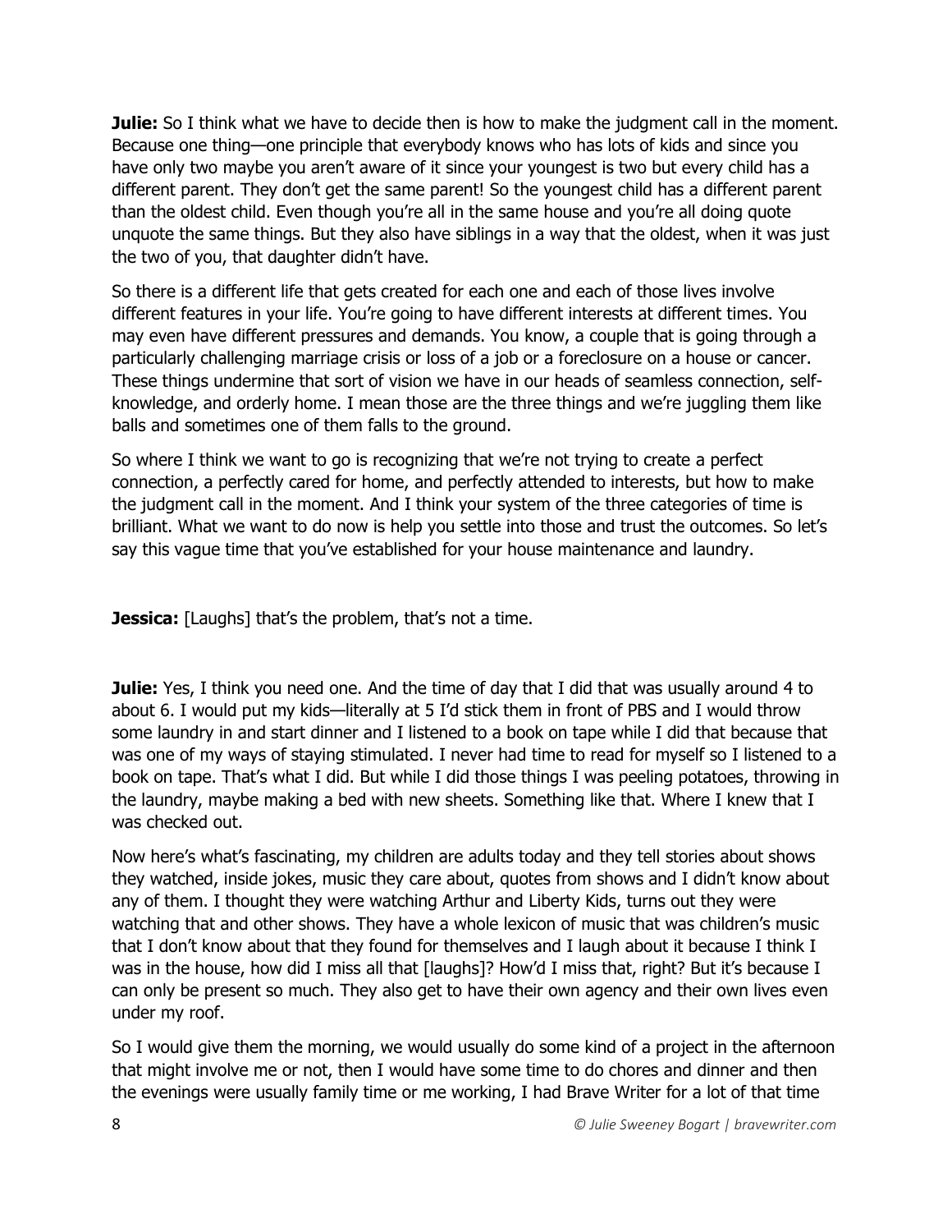**Julie:** So I think what we have to decide then is how to make the judgment call in the moment. Because one thing—one principle that everybody knows who has lots of kids and since you have only two maybe you aren't aware of it since your youngest is two but every child has a different parent. They don't get the same parent! So the youngest child has a different parent than the oldest child. Even though you're all in the same house and you're all doing quote unquote the same things. But they also have siblings in a way that the oldest, when it was just the two of you, that daughter didn't have.

So there is a different life that gets created for each one and each of those lives involve different features in your life. You're going to have different interests at different times. You may even have different pressures and demands. You know, a couple that is going through a particularly challenging marriage crisis or loss of a job or a foreclosure on a house or cancer. These things undermine that sort of vision we have in our heads of seamless connection, self-knowledge, and orderly home. I mean those are the three things and we're juggling them like balls and sometimes one of them falls to the ground.

So where I think we want to go is recognizing that we're not trying to create a perfect connection, a perfectly cared for home, and perfectly attended to interests, but how to make the judgment call in the moment. And I think your system of the three categories of time is brilliant. What we want to do now is help you settle into those and trust the outcomes. So let's say this vague time that you've established for your house maintenance and laundry.

**Jessica:** [Laughs] that's the problem, that's not a time.

**Julie:** Yes, I think you need one. And the time of day that I did that was usually around 4 to about 6. I would put my kids—literally at 5 I'd stick them in front of PBS and I would throw some laundry in and start dinner and I listened to a book on tape while I did that because that was one of my ways of staying stimulated. I never had time to read for myself so I listened to a book on tape. That's what I did. But while I did those things I was peeling potatoes, throwing in the laundry, maybe making a bed with new sheets. Something like that. Where I knew that I was checked out.

Now here's what's fascinating, my children are adults today and they tell stories about shows they watched, inside jokes, music they care about, quotes from shows and I didn't know about any of them. I thought they were watching Arthur and Liberty Kids, turns out they were watching that and other shows. They have a whole lexicon of music that was children's music that I don't know about that they found for themselves and I laugh about it because I think I was in the house, how did I miss all that [laughs]? How'd I miss that, right? But it's because I can only be present so much. They also get to have their own agency and their own lives even under my roof.

So I would give them the morning, we would usually do some kind of a project in the afternoon that might involve me or not, then I would have some time to do chores and dinner and then the evenings were usually family time or me working, I had Brave Writer for a lot of that time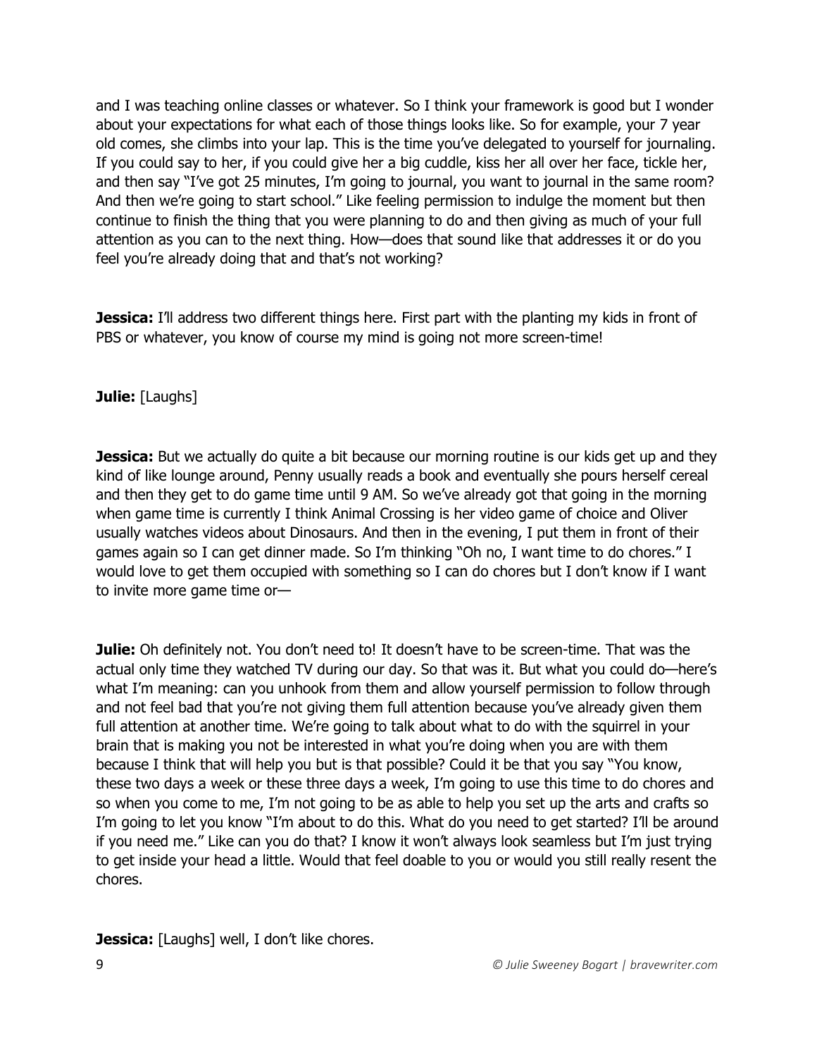and I was teaching online classes or whatever. So I think your framework is good but I wonder about your expectations for what each of those things looks like. So for example, your 7 year old comes, she climbs into your lap. This is the time you've delegated to yourself for journaling. If you could say to her, if you could give her a big cuddle, kiss her all over her face, tickle her, and then say "I've got 25 minutes, I'm going to journal, you want to journal in the same room? And then we're going to start school." Like feeling permission to indulge the moment but then continue to finish the thing that you were planning to do and then giving as much of your full attention as you can to the next thing. How—does that sound like that addresses it or do you feel you're already doing that and that's not working?

**Jessica:** I'll address two different things here. First part with the planting my kids in front of PBS or whatever, you know of course my mind is going not more screen-time!

**Julie:** [Laughs]

**Jessica:** But we actually do quite a bit because our morning routine is our kids get up and they kind of like lounge around, Penny usually reads a book and eventually she pours herself cereal and then they get to do game time until 9 AM. So we've already got that going in the morning when game time is currently I think Animal Crossing is her video game of choice and Oliver usually watches videos about Dinosaurs. And then in the evening, I put them in front of their games again so I can get dinner made. So I'm thinking "Oh no, I want time to do chores." I would love to get them occupied with something so I can do chores but I don't know if I want to invite more game time or—

**Julie:** Oh definitely not. You don't need to! It doesn't have to be screen-time. That was the actual only time they watched TV during our day. So that was it. But what you could do—here's what I'm meaning: can you unhook from them and allow yourself permission to follow through and not feel bad that you're not giving them full attention because you've already given them full attention at another time. We're going to talk about what to do with the squirrel in your brain that is making you not be interested in what you're doing when you are with them because I think that will help you but is that possible? Could it be that you say "You know, these two days a week or these three days a week, I'm going to use this time to do chores and so when you come to me, I'm not going to be as able to help you set up the arts and crafts so I'm going to let you know "I'm about to do this. What do you need to get started? I'll be around if you need me." Like can you do that? I know it won't always look seamless but I'm just trying to get inside your head a little. Would that feel doable to you or would you still really resent the chores.

**Jessica:** [Laughs] well, I don't like chores.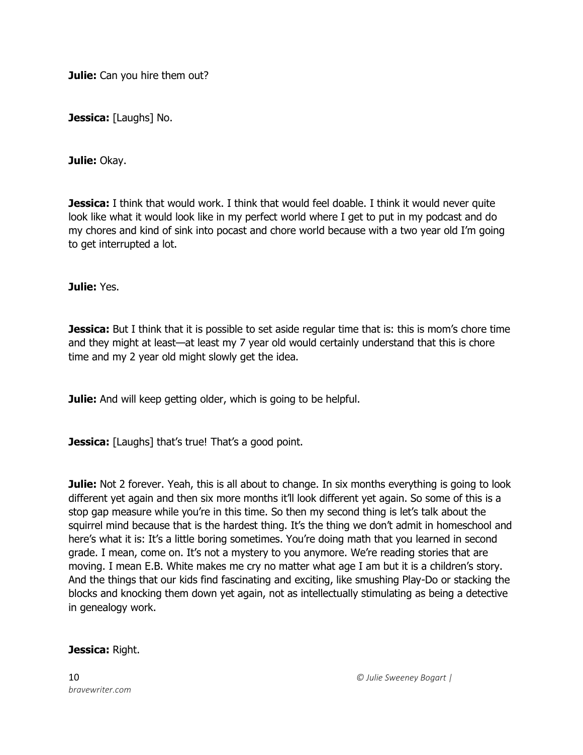**Julie:** Can you hire them out?

**Jessica:** [Laughs] No.

**Julie:** Okay.

**Jessica:** I think that would work. I think that would feel doable. I think it would never quite look like what it would look like in my perfect world where I get to put in my podcast and do my chores and kind of sink into pocast and chore world because with a two year old I'm going to get interrupted a lot.

**Julie:** Yes.

**Jessica:** But I think that it is possible to set aside regular time that is: this is mom's chore time and they might at least—at least my 7 year old would certainly understand that this is chore time and my 2 year old might slowly get the idea.

**Julie:** And will keep getting older, which is going to be helpful.

**Jessica:** [Laughs] that's true! That's a good point.

**Julie:** Not 2 forever. Yeah, this is all about to change. In six months everything is going to look different yet again and then six more months it'll look different yet again. So some of this is a stop gap measure while you're in this time. So then my second thing is let's talk about the squirrel mind because that is the hardest thing. It's the thing we don't admit in homeschool and here's what it is: It's a little boring sometimes. You're doing math that you learned in second grade. I mean, come on. It's not a mystery to you anymore. We're reading stories that are moving. I mean E.B. White makes me cry no matter what age I am but it is a children's story. And the things that our kids find fascinating and exciting, like smushing Play-Do or stacking the blocks and knocking them down yet again, not as intellectually stimulating as being a detective in genealogy work.

**Jessica:** Right.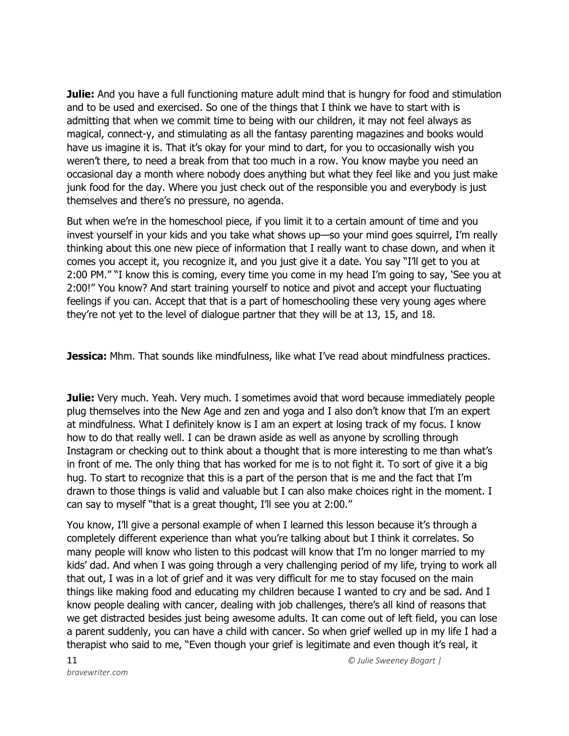**Julie:** And you have a full functioning mature adult mind that is hungry for food and stimulation and to be used and exercised. So one of the things that I think we have to start with is admitting that when we commit time to being with our children, it may not feel always as magical, connect-y, and stimulating as all the fantasy parenting magazines and books would have us imagine it is. That it's okay for your mind to dart, for you to occasionally wish you weren't there, to need a break from that too much in a row. You know maybe you need an occasional day a month where nobody does anything but what they feel like and you just make junk food for the day. Where you just check out of the responsible you and everybody is just themselves and there's no pressure, no agenda.

But when we're in the homeschool piece, if you limit it to a certain amount of time and you invest yourself in your kids and you take what shows up—so your mind goes squirrel, I'm really thinking about this one new piece of information that I really want to chase down, and when it comes you accept it, you recognize it, and you just give it a date. You say "I'll get to you at 2:00 PM." "I know this is coming, every time you come in my head I'm going to say, 'See you at 2:00!" You know? And start training yourself to notice and pivot and accept your fluctuating feelings if you can. Accept that that is a part of homeschooling these very young ages where they're not yet to the level of dialogue partner that they will be at 13, 15, and 18.

**Jessica:** Mhm. That sounds like mindfulness, like what I've read about mindfulness practices.

**Julie:** Very much. Yeah. Very much. I sometimes avoid that word because immediately people plug themselves into the New Age and zen and yoga and I also don't know that I'm an expert at mindfulness. What I definitely know is I am an expert at losing track of my focus. I know how to do that really well. I can be drawn aside as well as anyone by scrolling through Instagram or checking out to think about a thought that is more interesting to me than what's in front of me. The only thing that has worked for me is to not fight it. To sort of give it a big hug. To start to recognize that this is a part of the person that is me and the fact that I'm drawn to those things is valid and valuable but I can also make choices right in the moment. I can say to myself "that is a great thought, I'll see you at 2:00."

You know, I'll give a personal example of when I learned this lesson because it's through a completely different experience than what you're talking about but I think it correlates. So many people will know who listen to this podcast will know that I'm no longer married to my kids' dad. And when I was going through a very challenging period of my life, trying to work all that out, I was in a lot of grief and it was very difficult for me to stay focused on the main things like making food and educating my children because I wanted to cry and be sad. And I know people dealing with cancer, dealing with job challenges, there's all kind of reasons that we get distracted besides just being awesome adults. It can come out of left field, you can lose a parent suddenly, you can have a child with cancer. So when grief welled up in my life I had a therapist who said to me, "Even though your grief is legitimate and even though it's real, it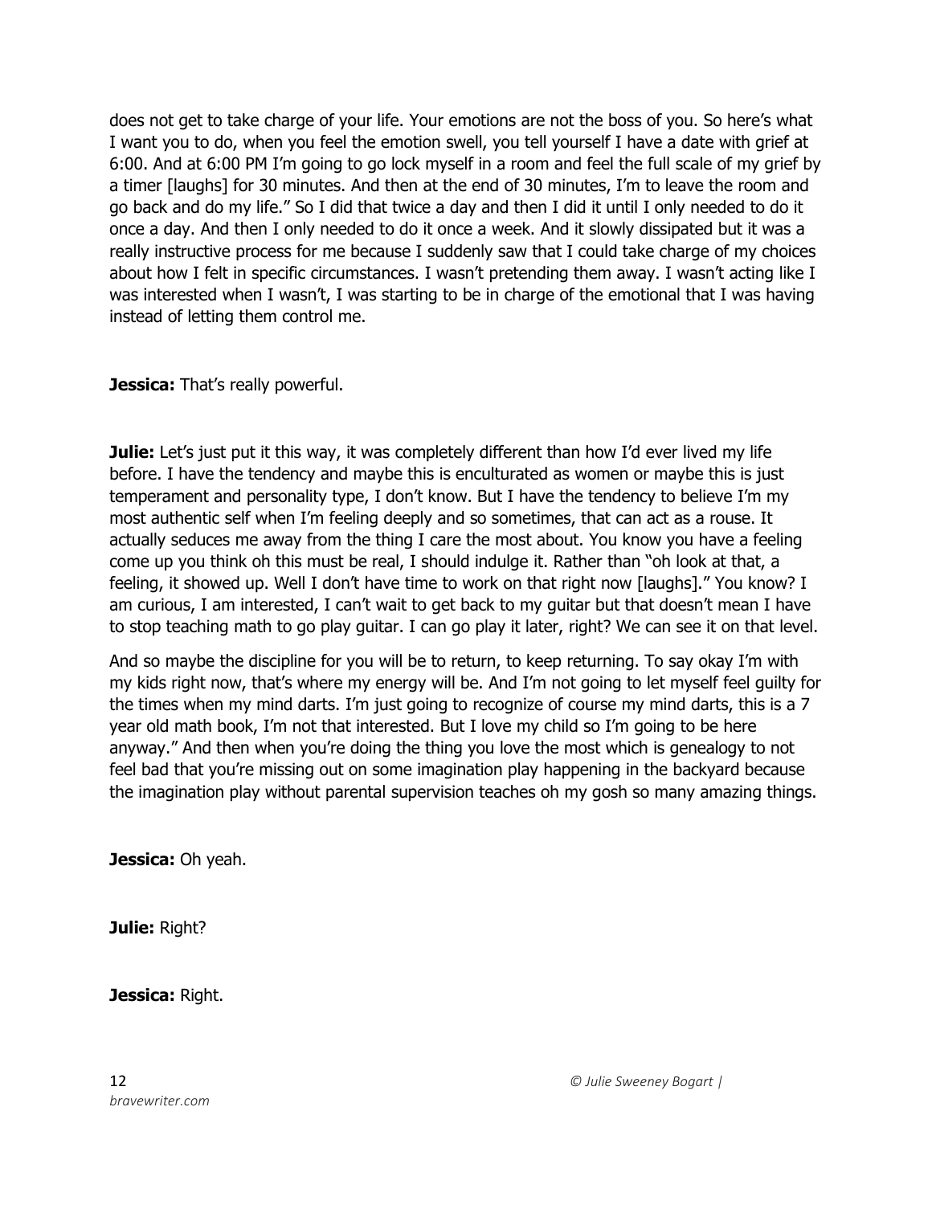does not get to take charge of your life. Your emotions are not the boss of you. So here's what I want you to do, when you feel the emotion swell, you tell yourself I have a date with grief at 6:00. And at 6:00 PM I'm going to go lock myself in a room and feel the full scale of my grief by a timer [laughs] for 30 minutes. And then at the end of 30 minutes, I'm to leave the room and go back and do my life." So I did that twice a day and then I did it until I only needed to do it once a day. And then I only needed to do it once a week. And it slowly dissipated but it was a really instructive process for me because I suddenly saw that I could take charge of my choices about how I felt in specific circumstances. I wasn't pretending them away. I wasn't acting like I was interested when I wasn't, I was starting to be in charge of the emotional that I was having instead of letting them control me.

**Jessica:** That's really powerful.

**Julie:** Let's just put it this way, it was completely different than how I'd ever lived my life before. I have the tendency and maybe this is enculturated as women or maybe this is just temperament and personality type, I don't know. But I have the tendency to believe I'm my most authentic self when I'm feeling deeply and so sometimes, that can act as a rouse. It actually seduces me away from the thing I care the most about. You know you have a feeling come up you think oh this must be real, I should indulge it. Rather than "oh look at that, a feeling, it showed up. Well I don't have time to work on that right now [laughs]." You know? I am curious, I am interested, I can't wait to get back to my guitar but that doesn't mean I have to stop teaching math to go play guitar. I can go play it later, right? We can see it on that level.

And so maybe the discipline for you will be to return, to keep returning. To say okay I'm with my kids right now, that's where my energy will be. And I'm not going to let myself feel guilty for the times when my mind darts. I'm just going to recognize of course my mind darts, this is a 7 year old math book, I'm not that interested. But I love my child so I'm going to be here anyway." And then when you're doing the thing you love the most which is genealogy to not feel bad that you're missing out on some imagination play happening in the backyard because the imagination play without parental supervision teaches oh my gosh so many amazing things.

**Jessica:** Oh yeah.

**Julie:** Right?

**Jessica:** Right.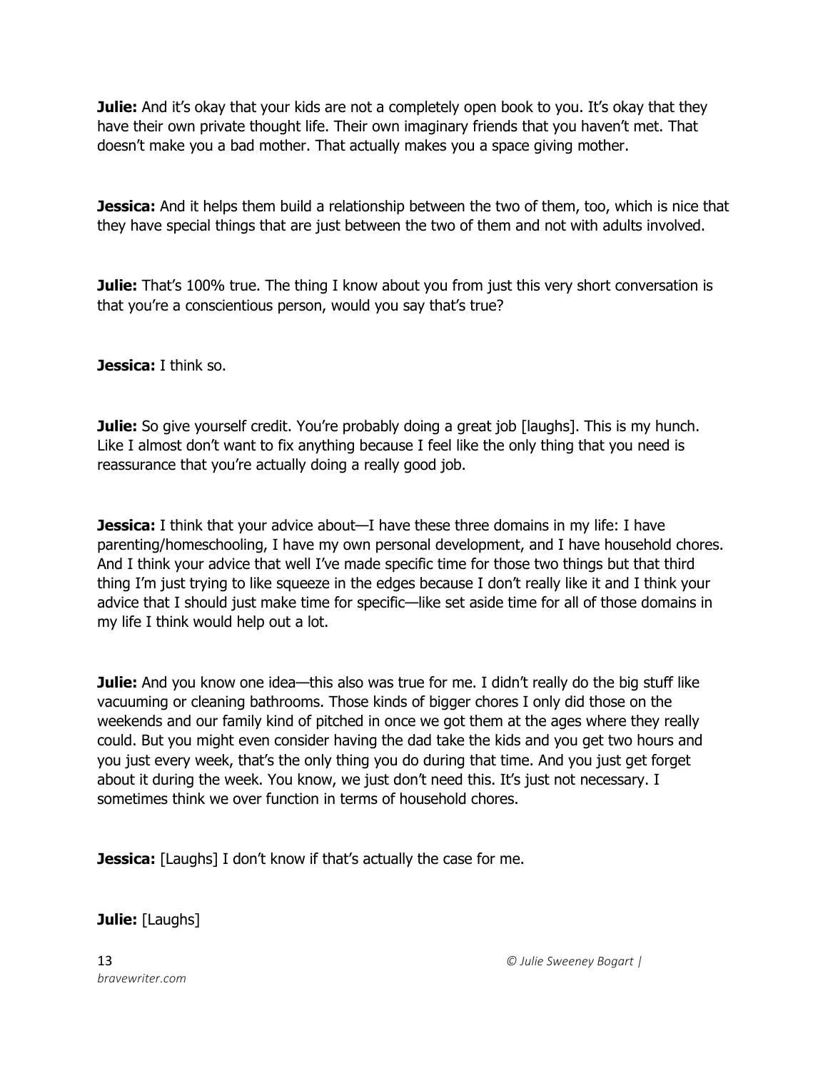**Julie:** And it's okay that your kids are not a completely open book to you. It's okay that they have their own private thought life. Their own imaginary friends that you haven't met. That doesn't make you a bad mother. That actually makes you a space giving mother.

**Jessica:** And it helps them build a relationship between the two of them, too, which is nice that they have special things that are just between the two of them and not with adults involved.

**Julie:** That's 100% true. The thing I know about you from just this very short conversation is that you're a conscientious person, would you say that's true?

**Jessica:** I think so.

**Julie:** So give yourself credit. You're probably doing a great job [laughs]. This is my hunch. Like I almost don't want to fix anything because I feel like the only thing that you need is reassurance that you're actually doing a really good job.

**Jessica:** I think that your advice about—I have these three domains in my life: I have parenting/homeschooling, I have my own personal development, and I have household chores. And I think your advice that well I've made specific time for those two things but that third thing I'm just trying to like squeeze in the edges because I don't really like it and I think your advice that I should just make time for specific—like set aside time for all of those domains in my life I think would help out a lot.

**Julie:** And you know one idea—this also was true for me. I didn't really do the big stuff like vacuuming or cleaning bathrooms. Those kinds of bigger chores I only did those on the weekends and our family kind of pitched in once we got them at the ages where they really could. But you might even consider having the dad take the kids and you get two hours and you just every week, that's the only thing you do during that time. And you just get forget about it during the week. You know, we just don't need this. It's just not necessary. I sometimes think we over function in terms of household chores.

**Jessica:** [Laughs] I don't know if that's actually the case for me.

**Julie:** [Laughs]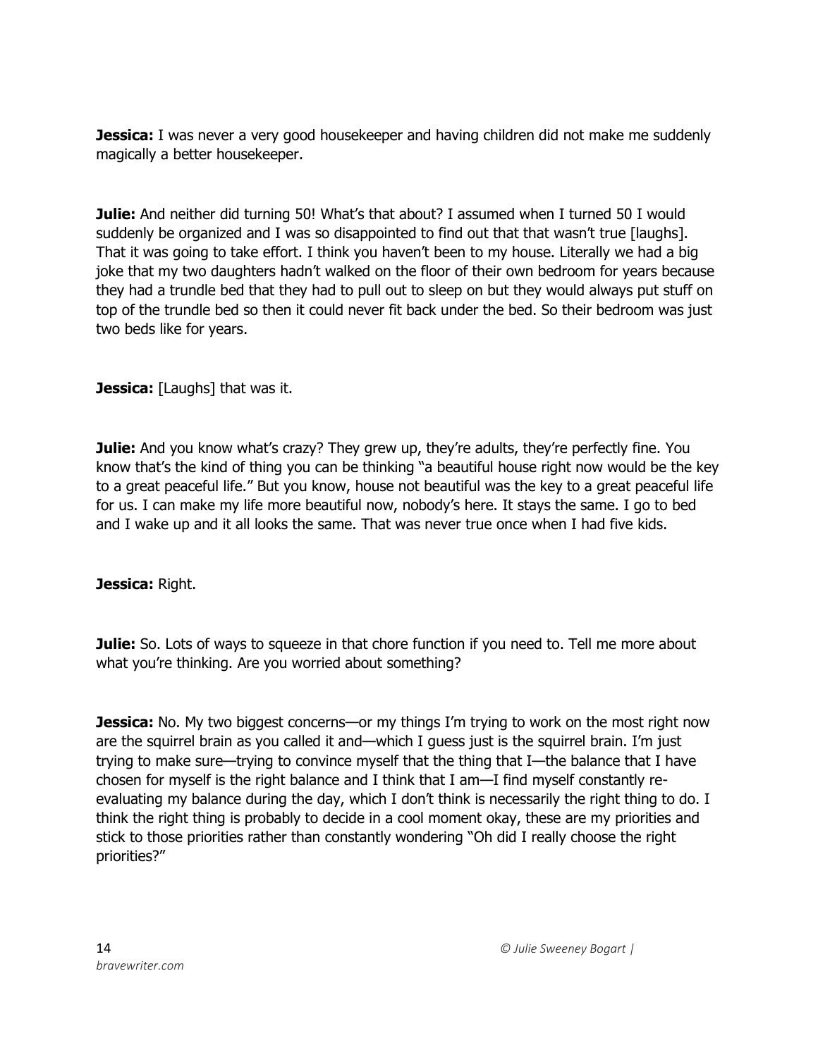**Jessica:** I was never a very good housekeeper and having children did not make me suddenly magically a better housekeeper.

**Julie:** And neither did turning 50! What's that about? I assumed when I turned 50 I would suddenly be organized and I was so disappointed to find out that that wasn't true [laughs]. That it was going to take effort. I think you haven't been to my house. Literally we had a big joke that my two daughters hadn't walked on the floor of their own bedroom for years because they had a trundle bed that they had to pull out to sleep on but they would always put stuff on top of the trundle bed so then it could never fit back under the bed. So their bedroom was just two beds like for years.

**Jessica:** [Laughs] that was it.

**Julie:** And you know what's crazy? They grew up, they're adults, they're perfectly fine. You know that's the kind of thing you can be thinking "a beautiful house right now would be the key to a great peaceful life." But you know, house not beautiful was the key to a great peaceful life for us. I can make my life more beautiful now, nobody's here. It stays the same. I go to bed and I wake up and it all looks the same. That was never true once when I had five kids.

**Jessica:** Right.

**Julie:** So. Lots of ways to squeeze in that chore function if you need to. Tell me more about what you're thinking. Are you worried about something?

**Jessica:** No. My two biggest concerns—or my things I'm trying to work on the most right now are the squirrel brain as you called it and—which I guess just is the squirrel brain. I'm just trying to make sure—trying to convince myself that the thing that I—the balance that I have chosen for myself is the right balance and I think that I am—I find myself constantly re-evaluating my balance during the day, which I don't think is necessarily the right thing to do. I think the right thing is probably to decide in a cool moment okay, these are my priorities and stick to those priorities rather than constantly wondering "Oh did I really choose the right priorities?"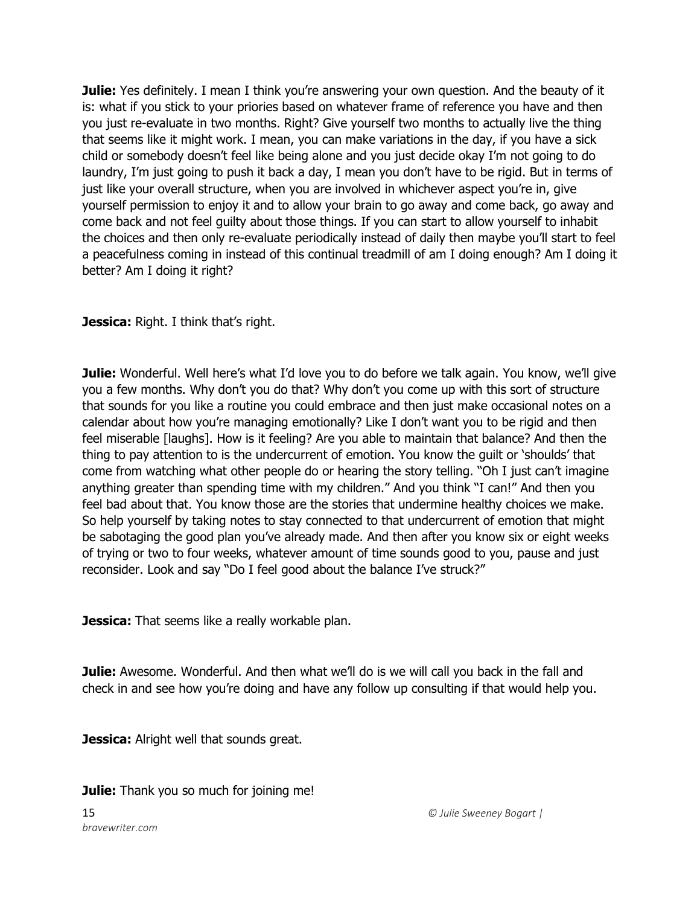**Julie:** Yes definitely. I mean I think you're answering your own question. And the beauty of it is: what if you stick to your priories based on whatever frame of reference you have and then you just re-evaluate in two months. Right? Give yourself two months to actually live the thing that seems like it might work. I mean, you can make variations in the day, if you have a sick child or somebody doesn't feel like being alone and you just decide okay I'm not going to do laundry, I'm just going to push it back a day, I mean you don't have to be rigid. But in terms of just like your overall structure, when you are involved in whichever aspect you're in, give yourself permission to enjoy it and to allow your brain to go away and come back, go away and come back and not feel guilty about those things. If you can start to allow yourself to inhabit the choices and then only re-evaluate periodically instead of daily then maybe you'll start to feel a peacefulness coming in instead of this continual treadmill of am I doing enough? Am I doing it better? Am I doing it right?

**Jessica:** Right. I think that's right.

**Julie:** Wonderful. Well here's what I'd love you to do before we talk again. You know, we'll give you a few months. Why don't you do that? Why don't you come up with this sort of structure that sounds for you like a routine you could embrace and then just make occasional notes on a calendar about how you're managing emotionally? Like I don't want you to be rigid and then feel miserable [laughs]. How is it feeling? Are you able to maintain that balance? And then the thing to pay attention to is the undercurrent of emotion. You know the guilt or 'shoulds' that come from watching what other people do or hearing the story telling. "Oh I just can't imagine anything greater than spending time with my children." And you think "I can!" And then you feel bad about that. You know those are the stories that undermine healthy choices we make. So help yourself by taking notes to stay connected to that undercurrent of emotion that might be sabotaging the good plan you've already made. And then after you know six or eight weeks of trying or two to four weeks, whatever amount of time sounds good to you, pause and just reconsider. Look and say "Do I feel good about the balance I've struck?"

**Jessica:** That seems like a really workable plan.

**Julie:** Awesome. Wonderful. And then what we'll do is we will call you back in the fall and check in and see how you're doing and have any follow up consulting if that would help you.

**Jessica:** Alright well that sounds great.

**Julie:** Thank you so much for joining me!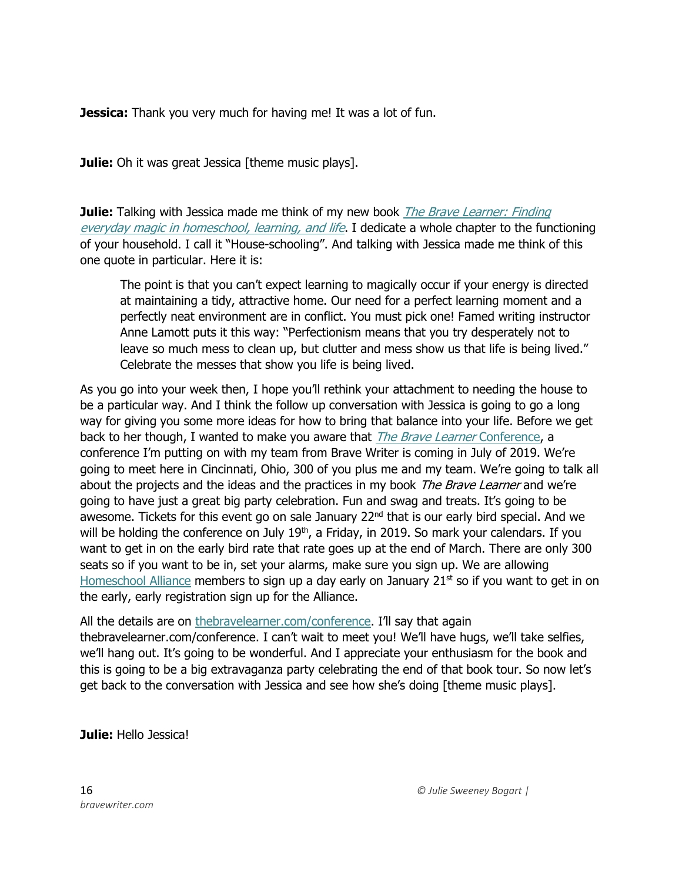**Jessica:** Thank you very much for having me! It was a lot of fun.

**Julie:** Oh it was great Jessica [theme music plays].

**Julie:** Talking with Jessica made me think of my new book [*The Brave Learner: Finding everyday magic in homeschool, learning, and life*](). I dedicate a whole chapter to the functioning of your household. I call it "House-schooling". And talking with Jessica made me think of this one quote in particular. Here it is:

> The point is that you can't expect learning to magically occur if your energy is directed at maintaining a tidy, attractive home. Our need for a perfect learning moment and a perfectly neat environment are in conflict. You must pick one! Famed writing instructor Anne Lamott puts it this way: "Perfectionism means that you try desperately not to leave so much mess to clean up, but clutter and mess show us that life is being lived." Celebrate the messes that show you life is being lived.

As you go into your week then, I hope you'll rethink your attachment to needing the house to be a particular way. And I think the follow up conversation with Jessica is going to go a long way for giving you some more ideas for how to bring that balance into your life. Before we get back to her though, I wanted to make you aware that *The Brave Learner* Conference, a conference I'm putting on with my team from Brave Writer is coming in July of 2019. We're going to meet here in Cincinnati, Ohio, 300 of you plus me and my team. We're going to talk all about the projects and the ideas and the practices in my book *The Brave Learner* and we're going to have just a great big party celebration. Fun and swag and treats. It's going to be awesome. Tickets for this event go on sale January 22nd that is our early bird special. And we will be holding the conference on July 19th, a Friday, in 2019. So mark your calendars. If you want to get in on the early bird rate that rate goes up at the end of March. There are only 300 seats so if you want to be in, set your alarms, make sure you sign up. We are allowing Homeschool Alliance members to sign up a day early on January 21st so if you want to get in on the early, early registration sign up for the Alliance.

All the details are on thebravelearner.com/conference. I'll say that again thebravelearner.com/conference. I can't wait to meet you! We'll have hugs, we'll take selfies, we'll hang out. It's going to be wonderful. And I appreciate your enthusiasm for the book and this is going to be a big extravaganza party celebrating the end of that book tour. So now let's get back to the conversation with Jessica and see how she's doing [theme music plays].

**Julie:** Hello Jessica!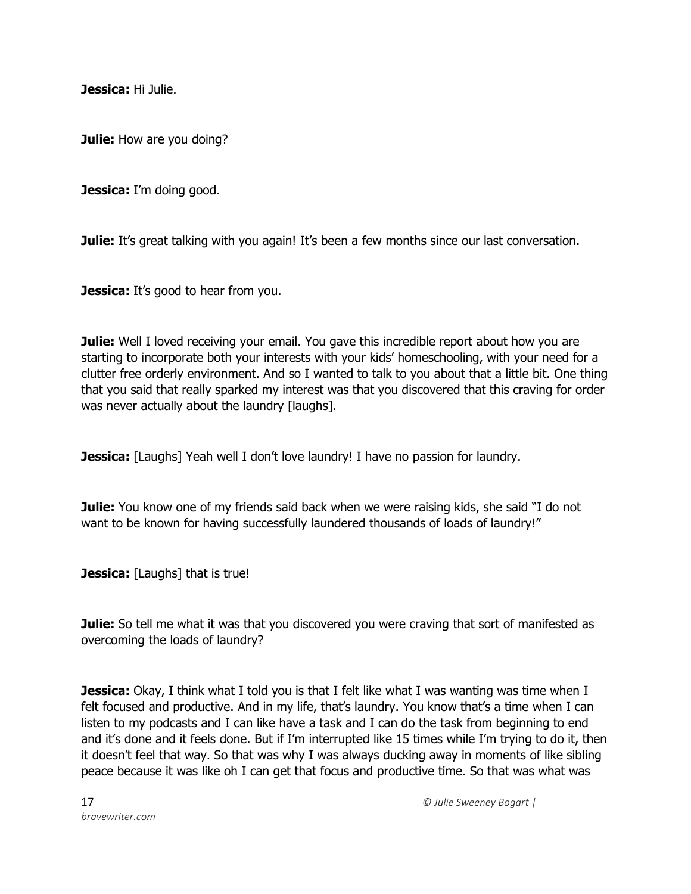**Jessica:** Hi Julie.

**Julie:** How are you doing?

**Jessica:** I'm doing good.

**Julie:** It's great talking with you again! It's been a few months since our last conversation.

**Jessica:** It's good to hear from you.

**Julie:** Well I loved receiving your email. You gave this incredible report about how you are starting to incorporate both your interests with your kids' homeschooling, with your need for a clutter free orderly environment. And so I wanted to talk to you about that a little bit. One thing that you said that really sparked my interest was that you discovered that this craving for order was never actually about the laundry [laughs].

**Jessica:** [Laughs] Yeah well I don't love laundry! I have no passion for laundry.

**Julie:** You know one of my friends said back when we were raising kids, she said "I do not want to be known for having successfully laundered thousands of loads of laundry!"

**Jessica:** [Laughs] that is true!

**Julie:** So tell me what it was that you discovered you were craving that sort of manifested as overcoming the loads of laundry?

**Jessica:** Okay, I think what I told you is that I felt like what I was wanting was time when I felt focused and productive. And in my life, that's laundry. You know that's a time when I can listen to my podcasts and I can like have a task and I can do the task from beginning to end and it's done and it feels done. But if I'm interrupted like 15 times while I'm trying to do it, then it doesn't feel that way. So that was why I was always ducking away in moments of like sibling peace because it was like oh I can get that focus and productive time. So that was what was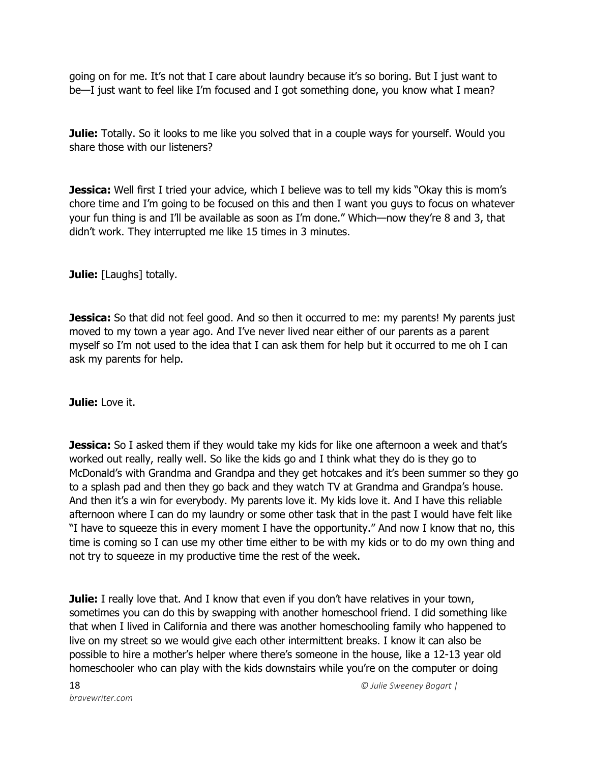going on for me. It's not that I care about laundry because it's so boring. But I just want to be—I just want to feel like I'm focused and I got something done, you know what I mean?

**Julie:** Totally. So it looks to me like you solved that in a couple ways for yourself. Would you share those with our listeners?

**Jessica:** Well first I tried your advice, which I believe was to tell my kids "Okay this is mom's chore time and I'm going to be focused on this and then I want you guys to focus on whatever your fun thing is and I'll be available as soon as I'm done." Which—now they're 8 and 3, that didn't work. They interrupted me like 15 times in 3 minutes.

**Julie:** [Laughs] totally.

**Jessica:** So that did not feel good. And so then it occurred to me: my parents! My parents just moved to my town a year ago. And I've never lived near either of our parents as a parent myself so I'm not used to the idea that I can ask them for help but it occurred to me oh I can ask my parents for help.

**Julie:** Love it.

**Jessica:** So I asked them if they would take my kids for like one afternoon a week and that's worked out really, really well. So like the kids go and I think what they do is they go to McDonald's with Grandma and Grandpa and they get hotcakes and it's been summer so they go to a splash pad and then they go back and they watch TV at Grandma and Grandpa's house. And then it's a win for everybody. My parents love it. My kids love it. And I have this reliable afternoon where I can do my laundry or some other task that in the past I would have felt like "I have to squeeze this in every moment I have the opportunity." And now I know that no, this time is coming so I can use my other time either to be with my kids or to do my own thing and not try to squeeze in my productive time the rest of the week.

**Julie:** I really love that. And I know that even if you don't have relatives in your town, sometimes you can do this by swapping with another homeschool friend. I did something like that when I lived in California and there was another homeschooling family who happened to live on my street so we would give each other intermittent breaks. I know it can also be possible to hire a mother's helper where there's someone in the house, like a 12-13 year old homeschooler who can play with the kids downstairs while you're on the computer or doing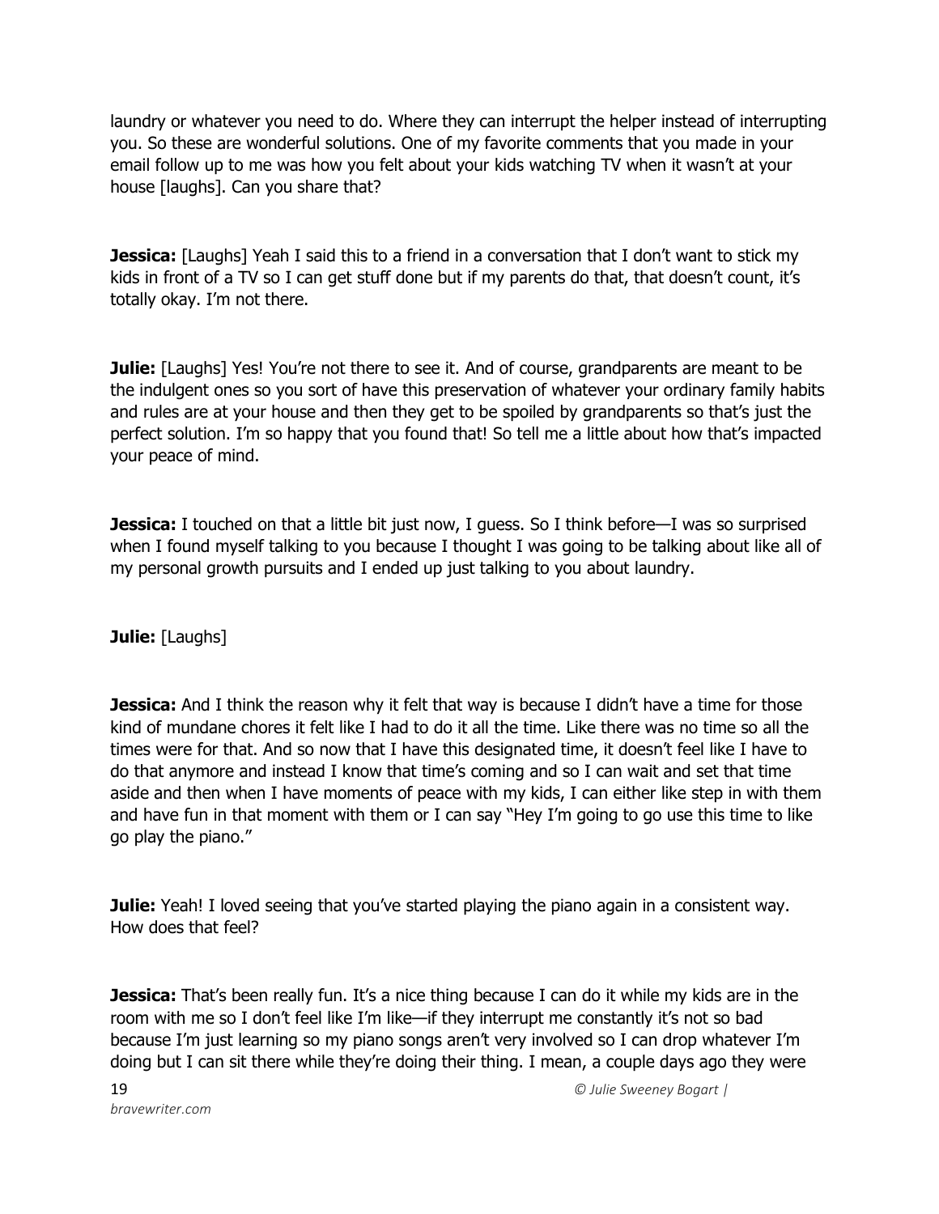laundry or whatever you need to do. Where they can interrupt the helper instead of interrupting you. So these are wonderful solutions. One of my favorite comments that you made in your email follow up to me was how you felt about your kids watching TV when it wasn't at your house [laughs]. Can you share that?

**Jessica:** [Laughs] Yeah I said this to a friend in a conversation that I don't want to stick my kids in front of a TV so I can get stuff done but if my parents do that, that doesn't count, it's totally okay. I'm not there.

**Julie:** [Laughs] Yes! You're not there to see it. And of course, grandparents are meant to be the indulgent ones so you sort of have this preservation of whatever your ordinary family habits and rules are at your house and then they get to be spoiled by grandparents so that's just the perfect solution. I'm so happy that you found that! So tell me a little about how that's impacted your peace of mind.

**Jessica:** I touched on that a little bit just now, I guess. So I think before—I was so surprised when I found myself talking to you because I thought I was going to be talking about like all of my personal growth pursuits and I ended up just talking to you about laundry.

**Julie:** [Laughs]

**Jessica:** And I think the reason why it felt that way is because I didn't have a time for those kind of mundane chores it felt like I had to do it all the time. Like there was no time so all the times were for that. And so now that I have this designated time, it doesn't feel like I have to do that anymore and instead I know that time's coming and so I can wait and set that time aside and then when I have moments of peace with my kids, I can either like step in with them and have fun in that moment with them or I can say "Hey I'm going to go use this time to like go play the piano."

**Julie:** Yeah! I loved seeing that you've started playing the piano again in a consistent way. How does that feel?

**Jessica:** That's been really fun. It's a nice thing because I can do it while my kids are in the room with me so I don't feel like I'm like—if they interrupt me constantly it's not so bad because I'm just learning so my piano songs aren't very involved so I can drop whatever I'm doing but I can sit there while they're doing their thing. I mean, a couple days ago they were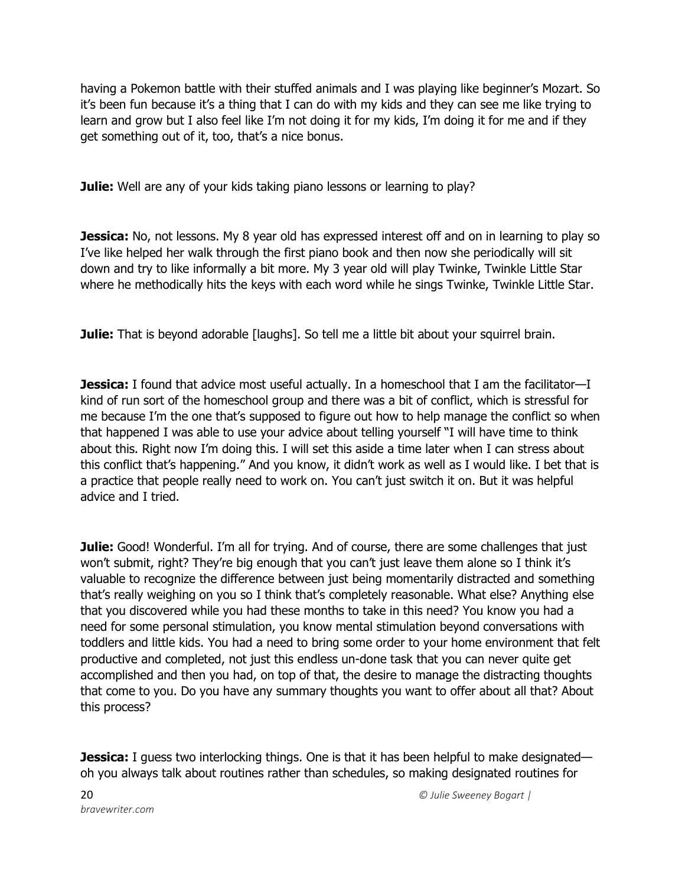having a Pokemon battle with their stuffed animals and I was playing like beginner's Mozart. So it's been fun because it's a thing that I can do with my kids and they can see me like trying to learn and grow but I also feel like I'm not doing it for my kids, I'm doing it for me and if they get something out of it, too, that's a nice bonus.

**Julie:** Well are any of your kids taking piano lessons or learning to play?

**Jessica:** No, not lessons. My 8 year old has expressed interest off and on in learning to play so I've like helped her walk through the first piano book and then now she periodically will sit down and try to like informally a bit more. My 3 year old will play Twinke, Twinkle Little Star where he methodically hits the keys with each word while he sings Twinke, Twinkle Little Star.

**Julie:** That is beyond adorable [laughs]. So tell me a little bit about your squirrel brain.

**Jessica:** I found that advice most useful actually. In a homeschool that I am the facilitator—I kind of run sort of the homeschool group and there was a bit of conflict, which is stressful for me because I'm the one that's supposed to figure out how to help manage the conflict so when that happened I was able to use your advice about telling yourself "I will have time to think about this. Right now I'm doing this. I will set this aside a time later when I can stress about this conflict that's happening." And you know, it didn't work as well as I would like. I bet that is a practice that people really need to work on. You can't just switch it on. But it was helpful advice and I tried.

**Julie:** Good! Wonderful. I'm all for trying. And of course, there are some challenges that just won't submit, right? They're big enough that you can't just leave them alone so I think it's valuable to recognize the difference between just being momentarily distracted and something that's really weighing on you so I think that's completely reasonable. What else? Anything else that you discovered while you had these months to take in this need? You know you had a need for some personal stimulation, you know mental stimulation beyond conversations with toddlers and little kids. You had a need to bring some order to your home environment that felt productive and completed, not just this endless un-done task that you can never quite get accomplished and then you had, on top of that, the desire to manage the distracting thoughts that come to you. Do you have any summary thoughts you want to offer about all that? About this process?

**Jessica:** I guess two interlocking things. One is that it has been helpful to make designated—oh you always talk about routines rather than schedules, so making designated routines for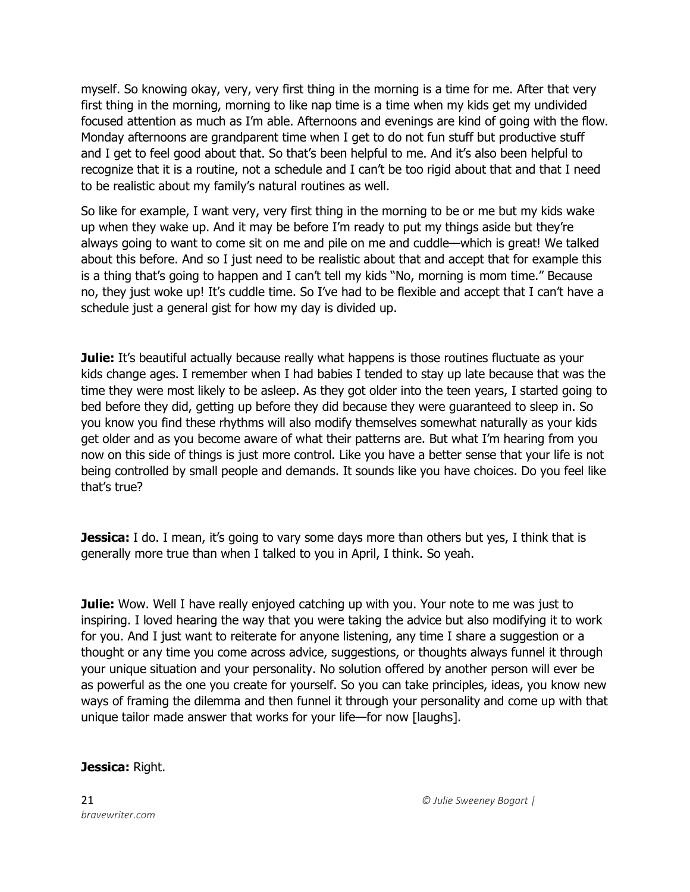myself. So knowing okay, very, very first thing in the morning is a time for me. After that very first thing in the morning, morning to like nap time is a time when my kids get my undivided focused attention as much as I'm able. Afternoons and evenings are kind of going with the flow. Monday afternoons are grandparent time when I get to do not fun stuff but productive stuff and I get to feel good about that. So that's been helpful to me. And it's also been helpful to recognize that it is a routine, not a schedule and I can't be too rigid about that and that I need to be realistic about my family's natural routines as well.

So like for example, I want very, very first thing in the morning to be or me but my kids wake up when they wake up. And it may be before I'm ready to put my things aside but they're always going to want to come sit on me and pile on me and cuddle—which is great! We talked about this before. And so I just need to be realistic about that and accept that for example this is a thing that's going to happen and I can't tell my kids "No, morning is mom time." Because no, they just woke up! It's cuddle time. So I've had to be flexible and accept that I can't have a schedule just a general gist for how my day is divided up.

**Julie:** It's beautiful actually because really what happens is those routines fluctuate as your kids change ages. I remember when I had babies I tended to stay up late because that was the time they were most likely to be asleep. As they got older into the teen years, I started going to bed before they did, getting up before they did because they were guaranteed to sleep in. So you know you find these rhythms will also modify themselves somewhat naturally as your kids get older and as you become aware of what their patterns are. But what I'm hearing from you now on this side of things is just more control. Like you have a better sense that your life is not being controlled by small people and demands. It sounds like you have choices. Do you feel like that's true?

**Jessica:** I do. I mean, it's going to vary some days more than others but yes, I think that is generally more true than when I talked to you in April, I think. So yeah.

**Julie:** Wow. Well I have really enjoyed catching up with you. Your note to me was just to inspiring. I loved hearing the way that you were taking the advice but also modifying it to work for you. And I just want to reiterate for anyone listening, any time I share a suggestion or a thought or any time you come across advice, suggestions, or thoughts always funnel it through your unique situation and your personality. No solution offered by another person will ever be as powerful as the one you create for yourself. So you can take principles, ideas, you know new ways of framing the dilemma and then funnel it through your personality and come up with that unique tailor made answer that works for your life—for now [laughs].

**Jessica:** Right.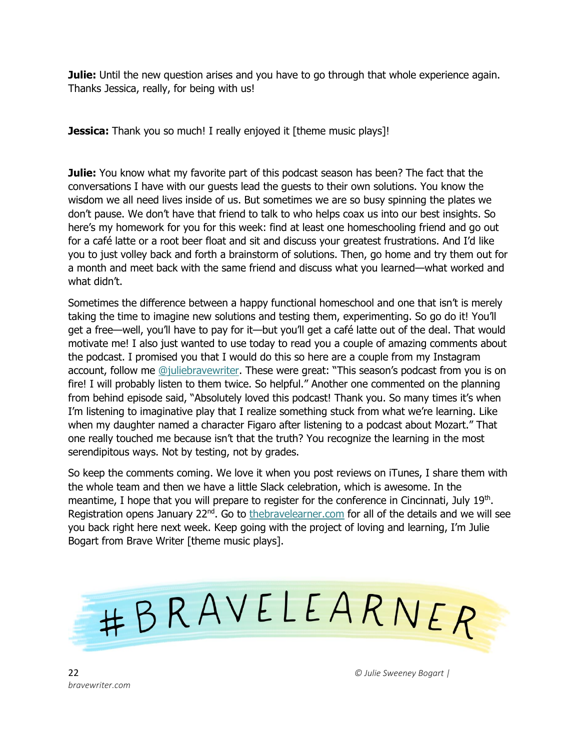**Julie:** Until the new question arises and you have to go through that whole experience again. Thanks Jessica, really, for being with us!

**Jessica:** Thank you so much! I really enjoyed it [theme music plays]!

**Julie:** You know what my favorite part of this podcast season has been? The fact that the conversations I have with our guests lead the guests to their own solutions. You know the wisdom we all need lives inside of us. But sometimes we are so busy spinning the plates we don't pause. We don't have that friend to talk to who helps coax us into our best insights. So here's my homework for you for this week: find at least one homeschooling friend and go out for a café latte or a root beer float and sit and discuss your greatest frustrations. And I'd like you to just volley back and forth a brainstorm of solutions. Then, go home and try them out for a month and meet back with the same friend and discuss what you learned—what worked and what didn't.

Sometimes the difference between a happy functional homeschool and one that isn't is merely taking the time to imagine new solutions and testing them, experimenting. So go do it! You'll get a free—well, you'll have to pay for it—but you'll get a café latte out of the deal. That would motivate me! I also just wanted to use today to read you a couple of amazing comments about the podcast. I promised you that I would do this so here are a couple from my Instagram account, follow me @juliebravewriter. These were great: "This season's podcast from you is on fire! I will probably listen to them twice. So helpful." Another one commented on the planning from behind episode said, "Absolutely loved this podcast! Thank you. So many times it's when I'm listening to imaginative play that I realize something stuck from what we're learning. Like when my daughter named a character Figaro after listening to a podcast about Mozart." That one really touched me because isn't that the truth? You recognize the learning in the most serendipitous ways. Not by testing, not by grades.

So keep the comments coming. We love it when you post reviews on iTunes, I share them with the whole team and then we have a little Slack celebration, which is awesome. In the meantime, I hope that you will prepare to register for the conference in Cincinnati, July 19th. Registration opens January 22nd. Go to thebravelearner.com for all of the details and we will see you back right here next week. Keep going with the project of loving and learning, I'm Julie Bogart from Brave Writer [theme music plays].

#BRAVELEARNER